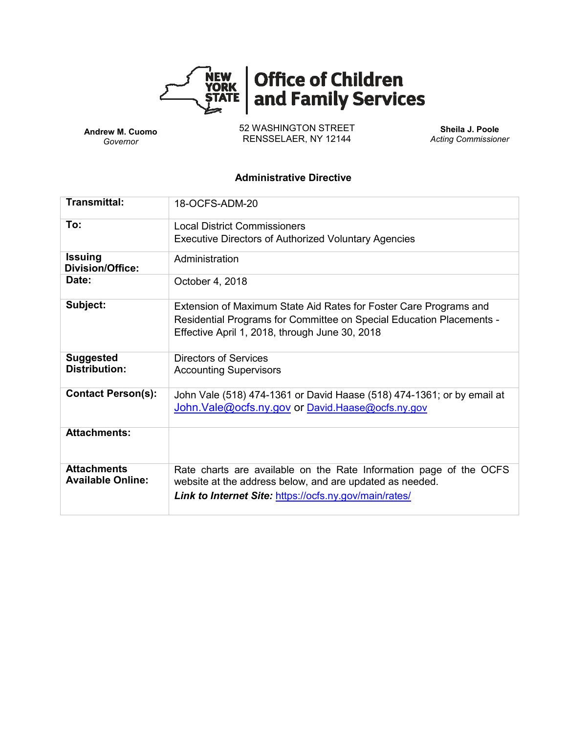# Office of Children and Family Services

**Andrew M. Cuomo**
*Governor*

52 WASHINGTON STREET
RENSSELAER, NY 12144

**Sheila J. Poole**
*Acting Commissioner*

## Administrative Directive

| | |
|---|---|
| **Transmittal:** | 18-OCFS-ADM-20 |
| **To:** | Local District Commissioners<br>Executive Directors of Authorized Voluntary Agencies |
| **Issuing Division/Office:** | Administration |
| **Date:** | October 4, 2018 |
| **Subject:** | Extension of Maximum State Aid Rates for Foster Care Programs and Residential Programs for Committee on Special Education Placements - Effective April 1, 2018, through June 30, 2018 |
| **Suggested Distribution:** | Directors of Services<br>Accounting Supervisors |
| **Contact Person(s):** | John Vale (518) 474-1361 or David Haase (518) 474-1361; or by email at John.Vale@ocfs.ny.gov or David.Haase@ocfs.ny.gov |
| **Attachments:** | |
| **Attachments Available Online:** | Rate charts are available on the Rate Information page of the OCFS website at the address below, and are updated as needed.<br>***Link to Internet Site:*** https://ocfs.ny.gov/main/rates/ |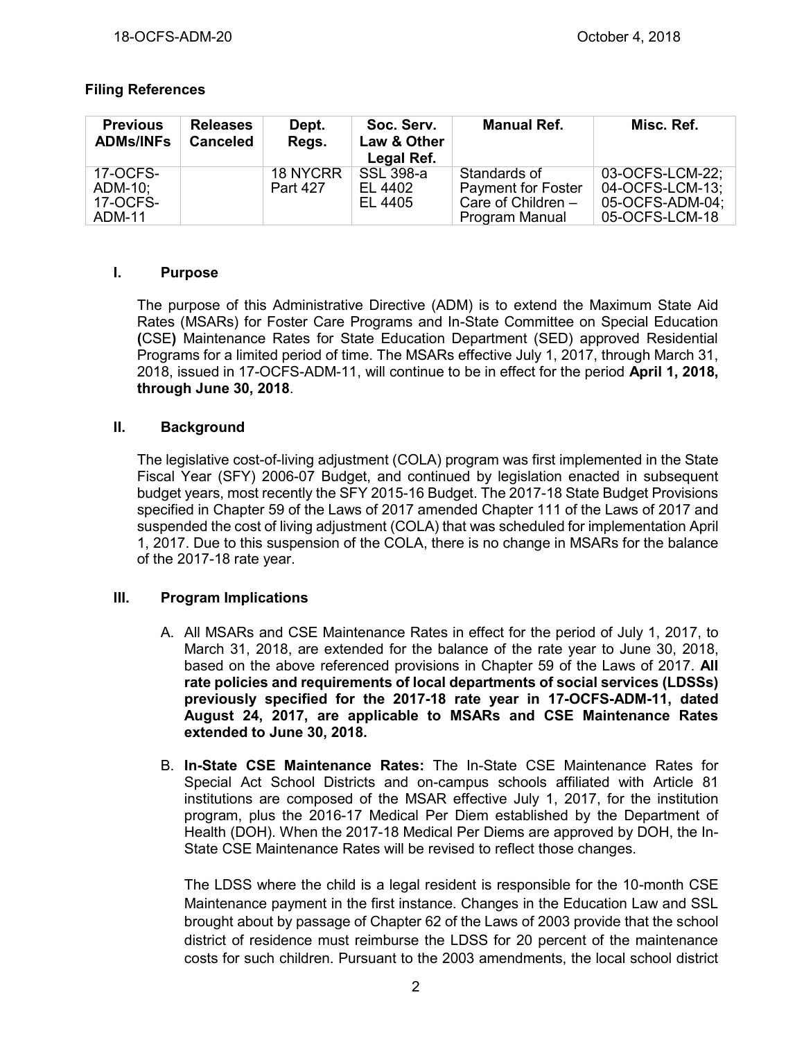### Filing References

| Previous ADMs/INFs | Releases Canceled | Dept. Regs. | Soc. Serv. Law & Other Legal Ref. | Manual Ref. | Misc. Ref. |
|---|---|---|---|---|---|
| 17-OCFS-ADM-10; 17-OCFS-ADM-11 | | 18 NYCRR Part 427 | SSL 398-a EL 4402 EL 4405 | Standards of Payment for Foster Care of Children – Program Manual | 03-OCFS-LCM-22; 04-OCFS-LCM-13; 05-OCFS-ADM-04; 05-OCFS-LCM-18 |

## I. Purpose

The purpose of this Administrative Directive (ADM) is to extend the Maximum State Aid Rates (MSARs) for Foster Care Programs and In-State Committee on Special Education **(**CSE**)** Maintenance Rates for State Education Department (SED) approved Residential Programs for a limited period of time. The MSARs effective July 1, 2017, through March 31, 2018, issued in 17-OCFS-ADM-11, will continue to be in effect for the period **April 1, 2018, through June 30, 2018**.

## II. Background

The legislative cost-of-living adjustment (COLA) program was first implemented in the State Fiscal Year (SFY) 2006-07 Budget, and continued by legislation enacted in subsequent budget years, most recently the SFY 2015-16 Budget. The 2017-18 State Budget Provisions specified in Chapter 59 of the Laws of 2017 amended Chapter 111 of the Laws of 2017 and suspended the cost of living adjustment (COLA) that was scheduled for implementation April 1, 2017. Due to this suspension of the COLA, there is no change in MSARs for the balance of the 2017-18 rate year.

## III. Program Implications

A. All MSARs and CSE Maintenance Rates in effect for the period of July 1, 2017, to March 31, 2018, are extended for the balance of the rate year to June 30, 2018, based on the above referenced provisions in Chapter 59 of the Laws of 2017. **All rate policies and requirements of local departments of social services (LDSSs) previously specified for the 2017-18 rate year in 17-OCFS-ADM-11, dated August 24, 2017, are applicable to MSARs and CSE Maintenance Rates extended to June 30, 2018.**

B. **In-State CSE Maintenance Rates:** The In-State CSE Maintenance Rates for Special Act School Districts and on-campus schools affiliated with Article 81 institutions are composed of the MSAR effective July 1, 2017, for the institution program, plus the 2016-17 Medical Per Diem established by the Department of Health (DOH). When the 2017-18 Medical Per Diems are approved by DOH, the In-State CSE Maintenance Rates will be revised to reflect those changes.

The LDSS where the child is a legal resident is responsible for the 10-month CSE Maintenance payment in the first instance. Changes in the Education Law and SSL brought about by passage of Chapter 62 of the Laws of 2003 provide that the school district of residence must reimburse the LDSS for 20 percent of the maintenance costs for such children. Pursuant to the 2003 amendments, the local school district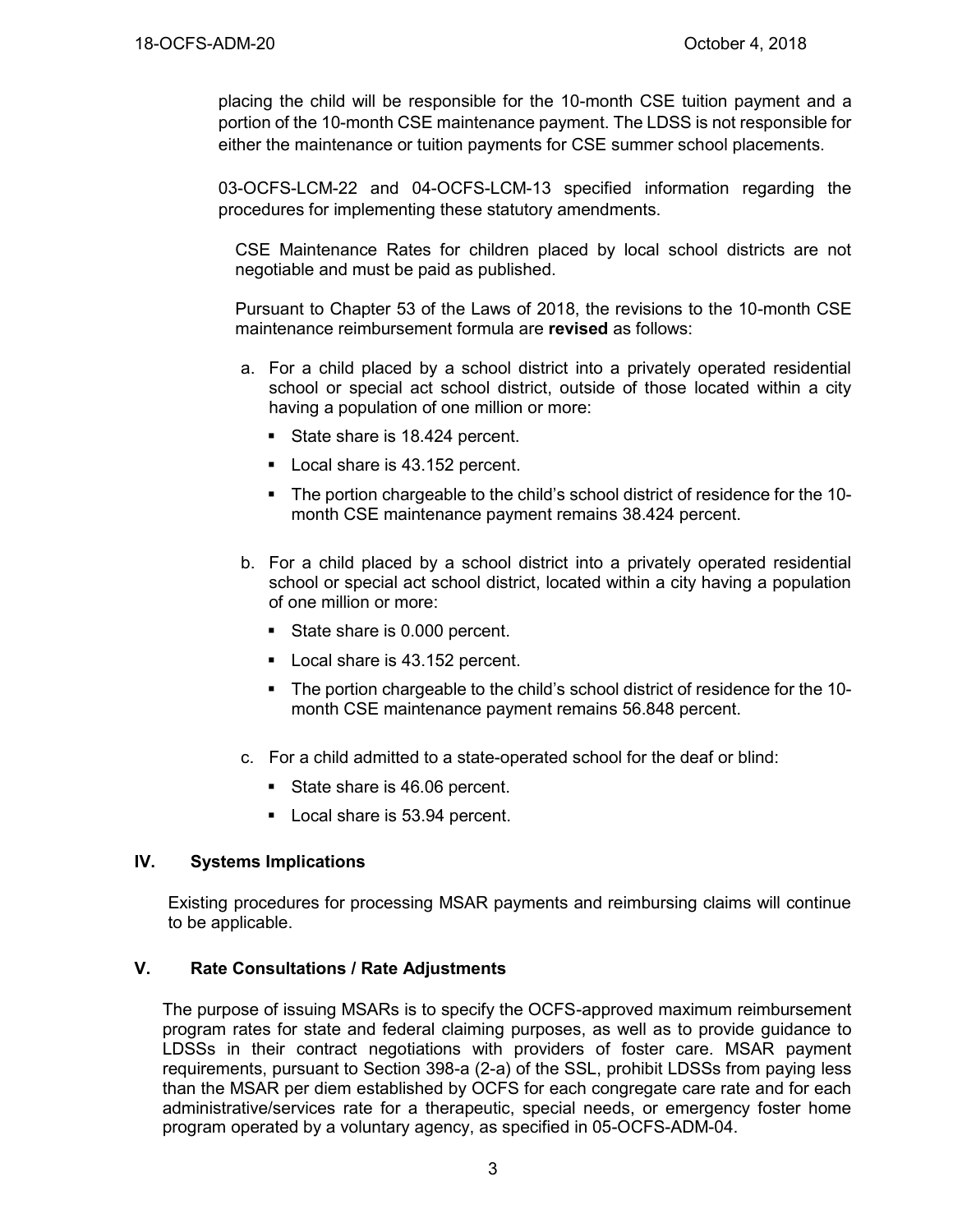placing the child will be responsible for the 10-month CSE tuition payment and a portion of the 10-month CSE maintenance payment. The LDSS is not responsible for either the maintenance or tuition payments for CSE summer school placements.

03-OCFS-LCM-22 and 04-OCFS-LCM-13 specified information regarding the procedures for implementing these statutory amendments.

CSE Maintenance Rates for children placed by local school districts are not negotiable and must be paid as published.

Pursuant to Chapter 53 of the Laws of 2018, the revisions to the 10-month CSE maintenance reimbursement formula are **revised** as follows:

a. For a child placed by a school district into a privately operated residential school or special act school district, outside of those located within a city having a population of one million or more:
   - State share is 18.424 percent.
   - Local share is 43.152 percent.
   - The portion chargeable to the child's school district of residence for the 10-month CSE maintenance payment remains 38.424 percent.

b. For a child placed by a school district into a privately operated residential school or special act school district, located within a city having a population of one million or more:
   - State share is 0.000 percent.
   - Local share is 43.152 percent.
   - The portion chargeable to the child's school district of residence for the 10-month CSE maintenance payment remains 56.848 percent.

c. For a child admitted to a state-operated school for the deaf or blind:
   - State share is 46.06 percent.
   - Local share is 53.94 percent.

## IV. Systems Implications

Existing procedures for processing MSAR payments and reimbursing claims will continue to be applicable.

## V. Rate Consultations / Rate Adjustments

The purpose of issuing MSARs is to specify the OCFS-approved maximum reimbursement program rates for state and federal claiming purposes, as well as to provide guidance to LDSSs in their contract negotiations with providers of foster care. MSAR payment requirements, pursuant to Section 398-a (2-a) of the SSL, prohibit LDSSs from paying less than the MSAR per diem established by OCFS for each congregate care rate and for each administrative/services rate for a therapeutic, special needs, or emergency foster home program operated by a voluntary agency, as specified in 05-OCFS-ADM-04.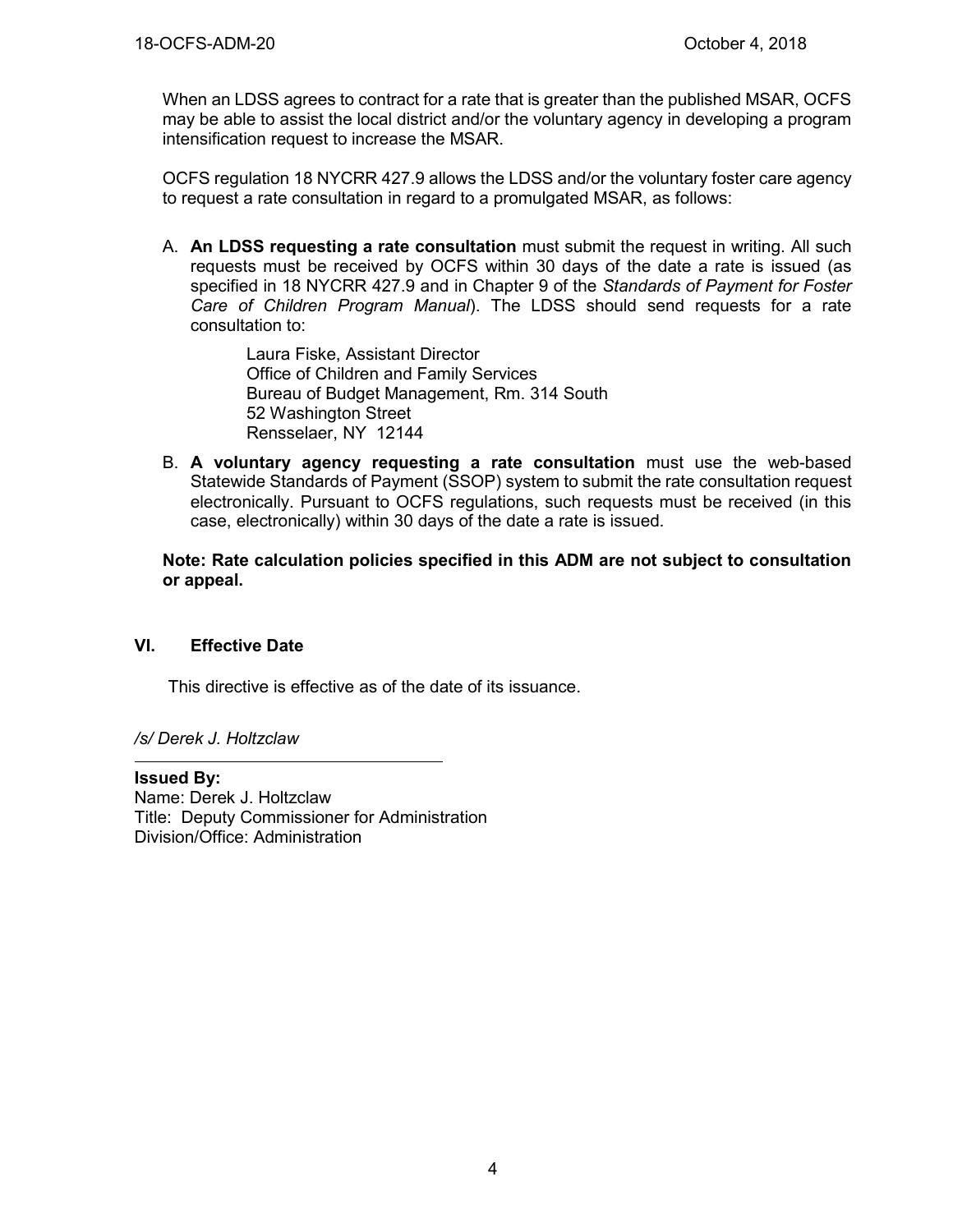When an LDSS agrees to contract for a rate that is greater than the published MSAR, OCFS may be able to assist the local district and/or the voluntary agency in developing a program intensification request to increase the MSAR.

OCFS regulation 18 NYCRR 427.9 allows the LDSS and/or the voluntary foster care agency to request a rate consultation in regard to a promulgated MSAR, as follows:

A. **An LDSS requesting a rate consultation** must submit the request in writing. All such requests must be received by OCFS within 30 days of the date a rate is issued (as specified in 18 NYCRR 427.9 and in Chapter 9 of the *Standards of Payment for Foster Care of Children Program Manual*). The LDSS should send requests for a rate consultation to:

   Laura Fiske, Assistant Director
   Office of Children and Family Services
   Bureau of Budget Management, Rm. 314 South
   52 Washington Street
   Rensselaer, NY 12144

B. **A voluntary agency requesting a rate consultation** must use the web-based Statewide Standards of Payment (SSOP) system to submit the rate consultation request electronically. Pursuant to OCFS regulations, such requests must be received (in this case, electronically) within 30 days of the date a rate is issued.

**Note: Rate calculation policies specified in this ADM are not subject to consultation or appeal.**

## VI. Effective Date

This directive is effective as of the date of its issuance.

*/s/ Derek J. Holtzclaw*

**Issued By:**
Name: Derek J. Holtzclaw
Title: Deputy Commissioner for Administration
Division/Office: Administration